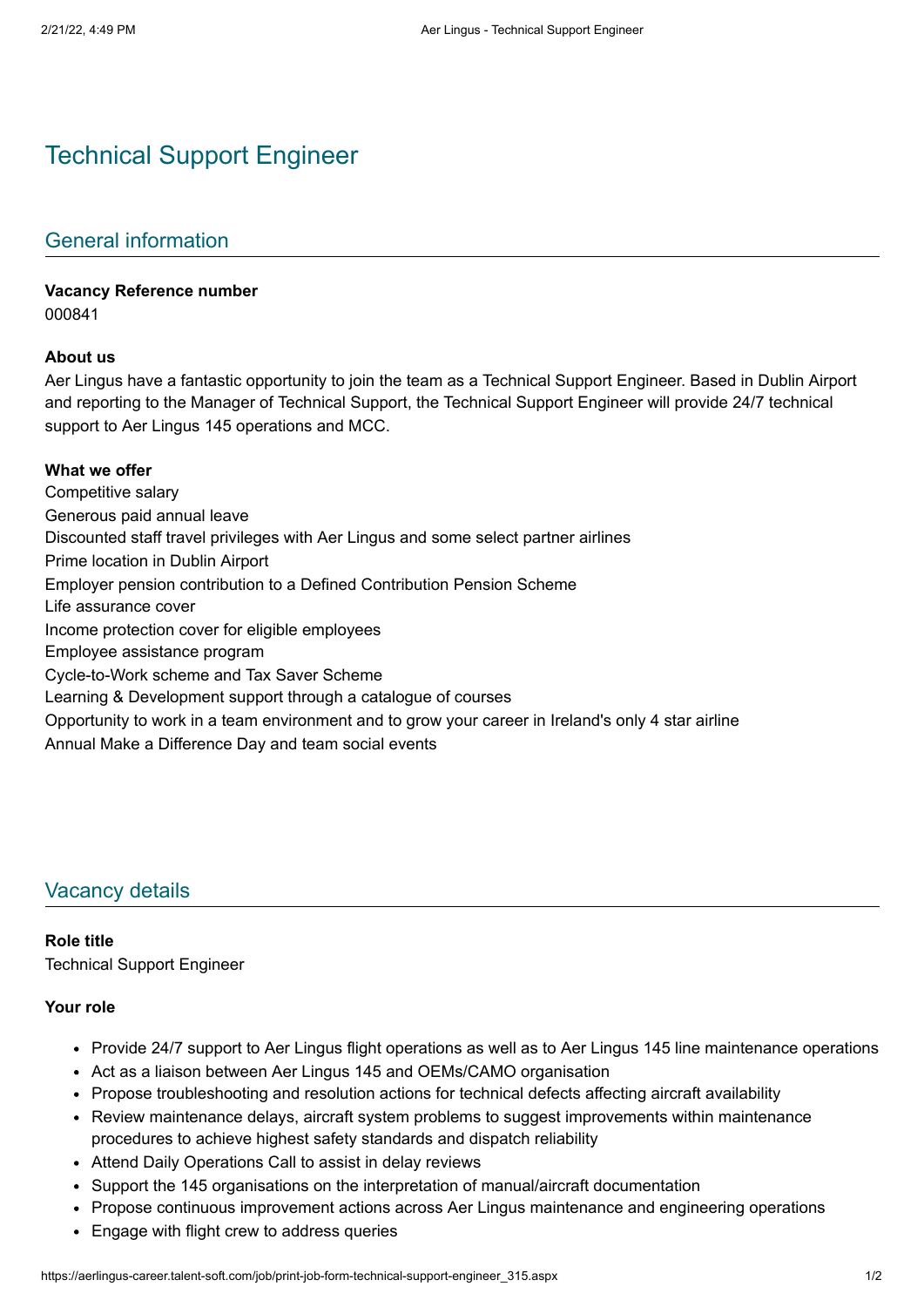# Technical Support Engineer

## General information

**Vacancy Reference number**
000841

**About us**
Aer Lingus have a fantastic opportunity to join the team as a Technical Support Engineer. Based in Dublin Airport and reporting to the Manager of Technical Support, the Technical Support Engineer will provide 24/7 technical support to Aer Lingus 145 operations and MCC.

**What we offer**
Competitive salary
Generous paid annual leave
Discounted staff travel privileges with Aer Lingus and some select partner airlines
Prime location in Dublin Airport
Employer pension contribution to a Defined Contribution Pension Scheme
Life assurance cover
Income protection cover for eligible employees
Employee assistance program
Cycle-to-Work scheme and Tax Saver Scheme
Learning & Development support through a catalogue of courses
Opportunity to work in a team environment and to grow your career in Ireland's only 4 star airline
Annual Make a Difference Day and team social events

## Vacancy details

**Role title**
Technical Support Engineer

**Your role**

- Provide 24/7 support to Aer Lingus flight operations as well as to Aer Lingus 145 line maintenance operations
- Act as a liaison between Aer Lingus 145 and OEMs/CAMO organisation
- Propose troubleshooting and resolution actions for technical defects affecting aircraft availability
- Review maintenance delays, aircraft system problems to suggest improvements within maintenance procedures to achieve highest safety standards and dispatch reliability
- Attend Daily Operations Call to assist in delay reviews
- Support the 145 organisations on the interpretation of manual/aircraft documentation
- Propose continuous improvement actions across Aer Lingus maintenance and engineering operations
- Engage with flight crew to address queries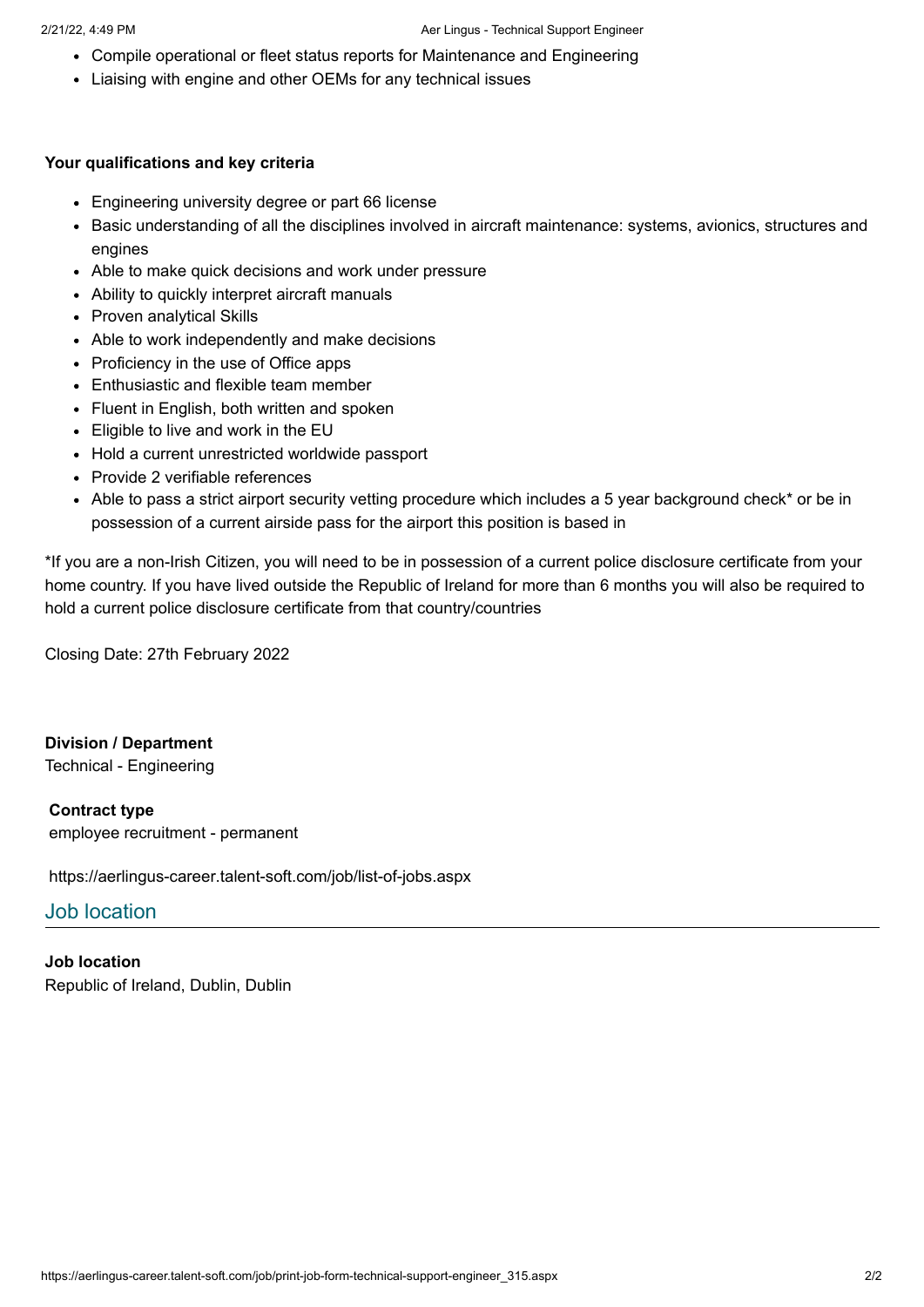- Compile operational or fleet status reports for Maintenance and Engineering
- Liaising with engine and other OEMs for any technical issues

**Your qualifications and key criteria**

- Engineering university degree or part 66 license
- Basic understanding of all the disciplines involved in aircraft maintenance: systems, avionics, structures and engines
- Able to make quick decisions and work under pressure
- Ability to quickly interpret aircraft manuals
- Proven analytical Skills
- Able to work independently and make decisions
- Proficiency in the use of Office apps
- Enthusiastic and flexible team member
- Fluent in English, both written and spoken
- Eligible to live and work in the EU
- Hold a current unrestricted worldwide passport
- Provide 2 verifiable references
- Able to pass a strict airport security vetting procedure which includes a 5 year background check* or be in possession of a current airside pass for the airport this position is based in

*If you are a non-Irish Citizen, you will need to be in possession of a current police disclosure certificate from your home country. If you have lived outside the Republic of Ireland for more than 6 months you will also be required to hold a current police disclosure certificate from that country/countries

Closing Date: 27th February 2022

**Division / Department**
Technical - Engineering

**Contract type**
employee recruitment - permanent

https://aerlingus-career.talent-soft.com/job/list-of-jobs.aspx

## Job location

**Job location**
Republic of Ireland, Dublin, Dublin